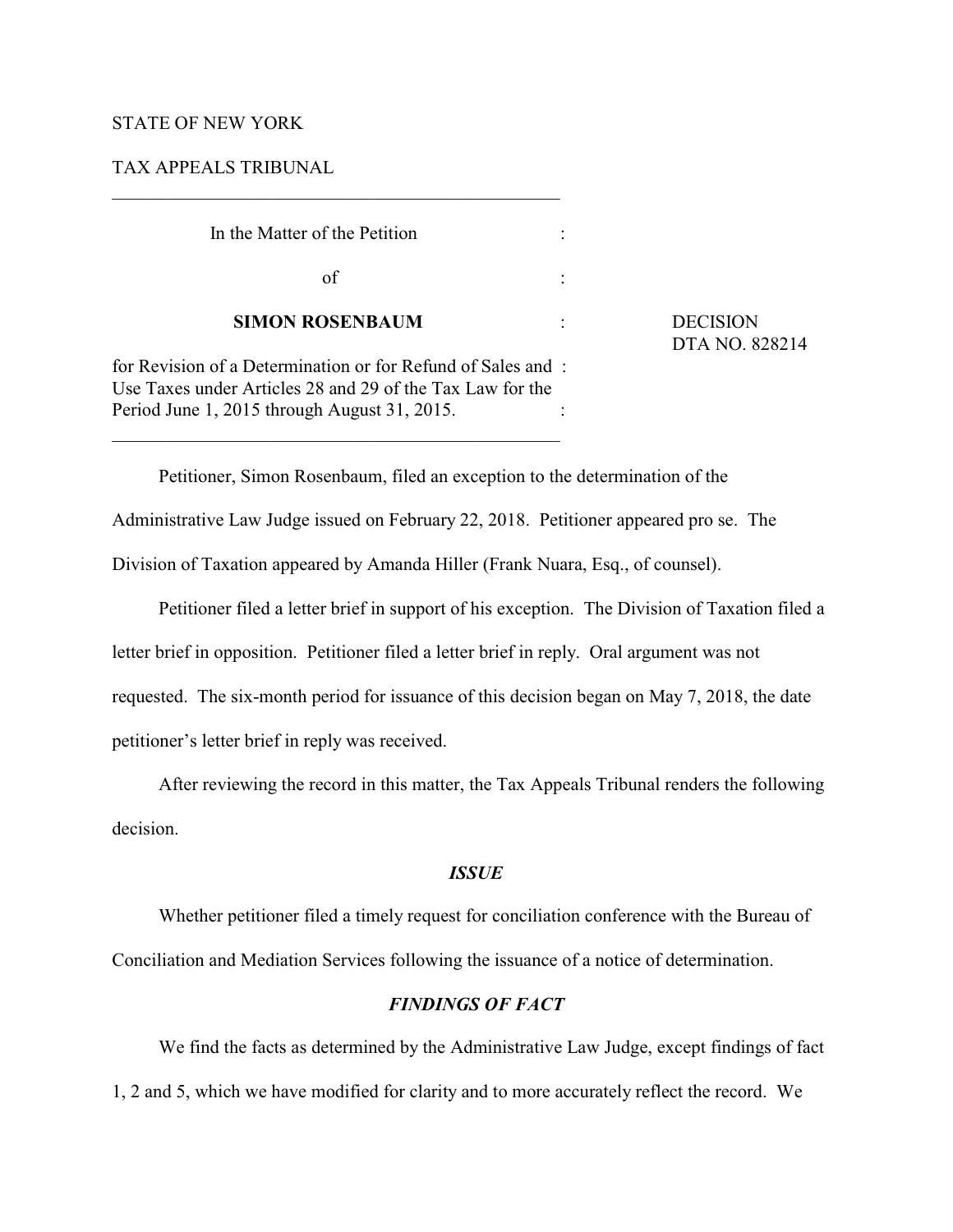STATE OF NEW YORK

TAX APPEALS TRIBUNAL

---

In the Matter of the Petition

of

**SIMON ROSENBAUM**

for Revision of a Determination or for Refund of Sales and Use Taxes under Articles 28 and 29 of the Tax Law for the Period June 1, 2015 through August 31, 2015.

---

DECISION
DTA NO. 828214

Petitioner, Simon Rosenbaum, filed an exception to the determination of the Administrative Law Judge issued on February 22, 2018. Petitioner appeared pro se. The Division of Taxation appeared by Amanda Hiller (Frank Nuara, Esq., of counsel).

Petitioner filed a letter brief in support of his exception. The Division of Taxation filed a letter brief in opposition. Petitioner filed a letter brief in reply. Oral argument was not requested. The six-month period for issuance of this decision began on May 7, 2018, the date petitioner's letter brief in reply was received.

After reviewing the record in this matter, the Tax Appeals Tribunal renders the following decision.

## *ISSUE*

Whether petitioner filed a timely request for conciliation conference with the Bureau of Conciliation and Mediation Services following the issuance of a notice of determination.

## *FINDINGS OF FACT*

We find the facts as determined by the Administrative Law Judge, except findings of fact 1, 2 and 5, which we have modified for clarity and to more accurately reflect the record. We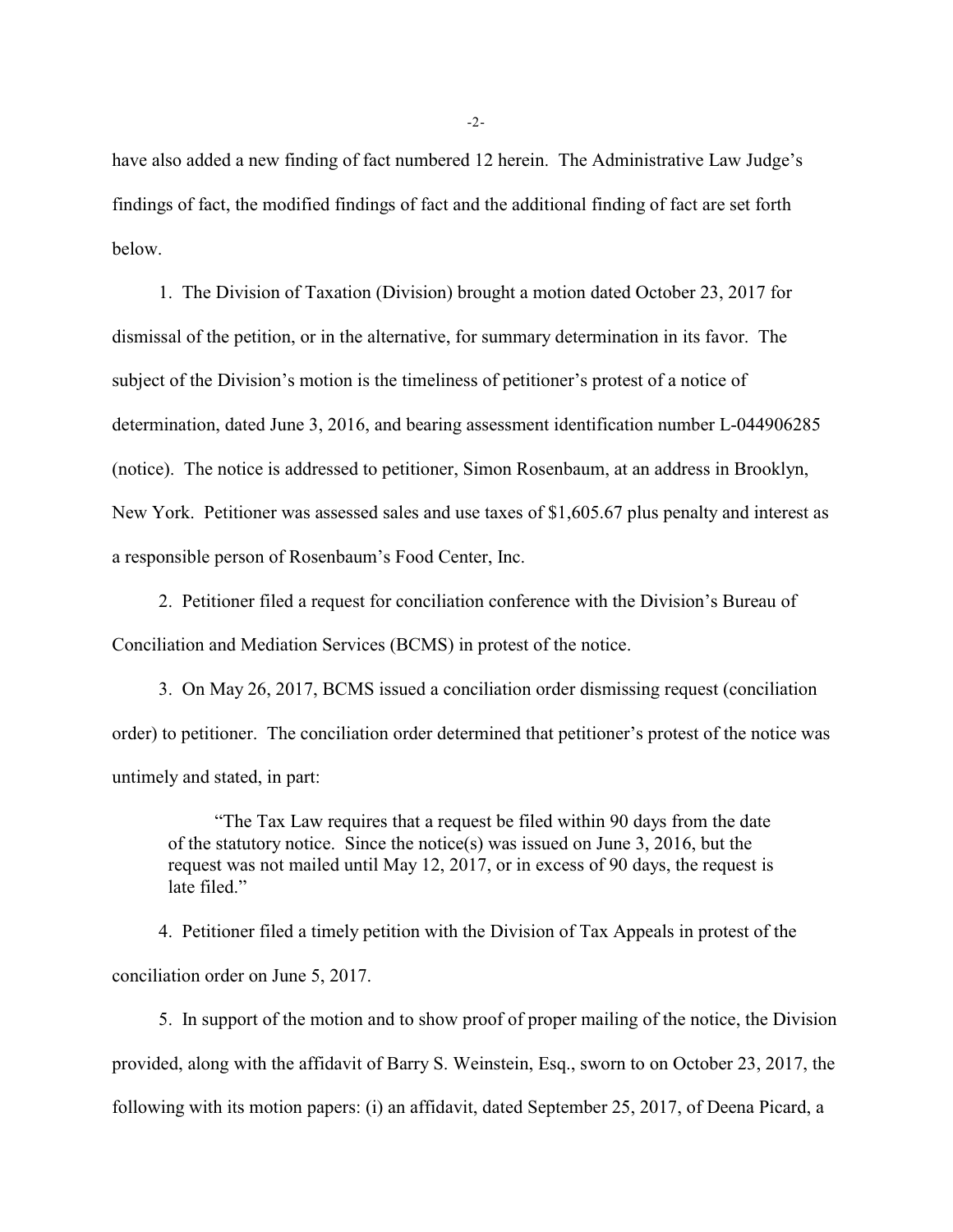have also added a new finding of fact numbered 12 herein. The Administrative Law Judge's findings of fact, the modified findings of fact and the additional finding of fact are set forth below.

1. The Division of Taxation (Division) brought a motion dated October 23, 2017 for dismissal of the petition, or in the alternative, for summary determination in its favor. The subject of the Division's motion is the timeliness of petitioner's protest of a notice of determination, dated June 3, 2016, and bearing assessment identification number L-044906285 (notice). The notice is addressed to petitioner, Simon Rosenbaum, at an address in Brooklyn, New York. Petitioner was assessed sales and use taxes of $1,605.67 plus penalty and interest as a responsible person of Rosenbaum's Food Center, Inc.

2. Petitioner filed a request for conciliation conference with the Division's Bureau of Conciliation and Mediation Services (BCMS) in protest of the notice.

3. On May 26, 2017, BCMS issued a conciliation order dismissing request (conciliation order) to petitioner. The conciliation order determined that petitioner's protest of the notice was untimely and stated, in part:

> "The Tax Law requires that a request be filed within 90 days from the date of the statutory notice. Since the notice(s) was issued on June 3, 2016, but the request was not mailed until May 12, 2017, or in excess of 90 days, the request is late filed."

4. Petitioner filed a timely petition with the Division of Tax Appeals in protest of the conciliation order on June 5, 2017.

5. In support of the motion and to show proof of proper mailing of the notice, the Division provided, along with the affidavit of Barry S. Weinstein, Esq., sworn to on October 23, 2017, the following with its motion papers: (i) an affidavit, dated September 25, 2017, of Deena Picard, a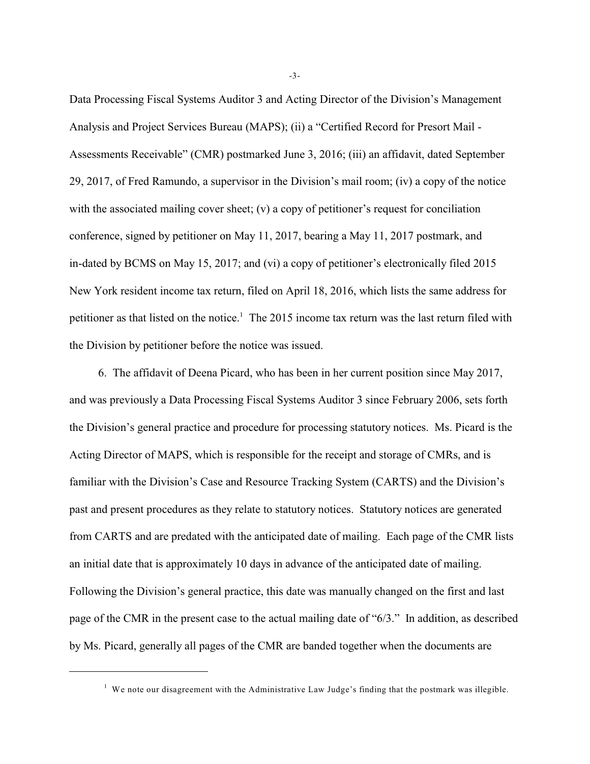Data Processing Fiscal Systems Auditor 3 and Acting Director of the Division's Management Analysis and Project Services Bureau (MAPS); (ii) a "Certified Record for Presort Mail - Assessments Receivable" (CMR) postmarked June 3, 2016; (iii) an affidavit, dated September 29, 2017, of Fred Ramundo, a supervisor in the Division's mail room; (iv) a copy of the notice with the associated mailing cover sheet; (v) a copy of petitioner's request for conciliation conference, signed by petitioner on May 11, 2017, bearing a May 11, 2017 postmark, and in-dated by BCMS on May 15, 2017; and (vi) a copy of petitioner's electronically filed 2015 New York resident income tax return, filed on April 18, 2016, which lists the same address for petitioner as that listed on the notice.[1] The 2015 income tax return was the last return filed with the Division by petitioner before the notice was issued.

6. The affidavit of Deena Picard, who has been in her current position since May 2017, and was previously a Data Processing Fiscal Systems Auditor 3 since February 2006, sets forth the Division's general practice and procedure for processing statutory notices. Ms. Picard is the Acting Director of MAPS, which is responsible for the receipt and storage of CMRs, and is familiar with the Division's Case and Resource Tracking System (CARTS) and the Division's past and present procedures as they relate to statutory notices. Statutory notices are generated from CARTS and are predated with the anticipated date of mailing. Each page of the CMR lists an initial date that is approximately 10 days in advance of the anticipated date of mailing. Following the Division's general practice, this date was manually changed on the first and last page of the CMR in the present case to the actual mailing date of "6/3." In addition, as described by Ms. Picard, generally all pages of the CMR are banded together when the documents are

---

[1] We note our disagreement with the Administrative Law Judge's finding that the postmark was illegible.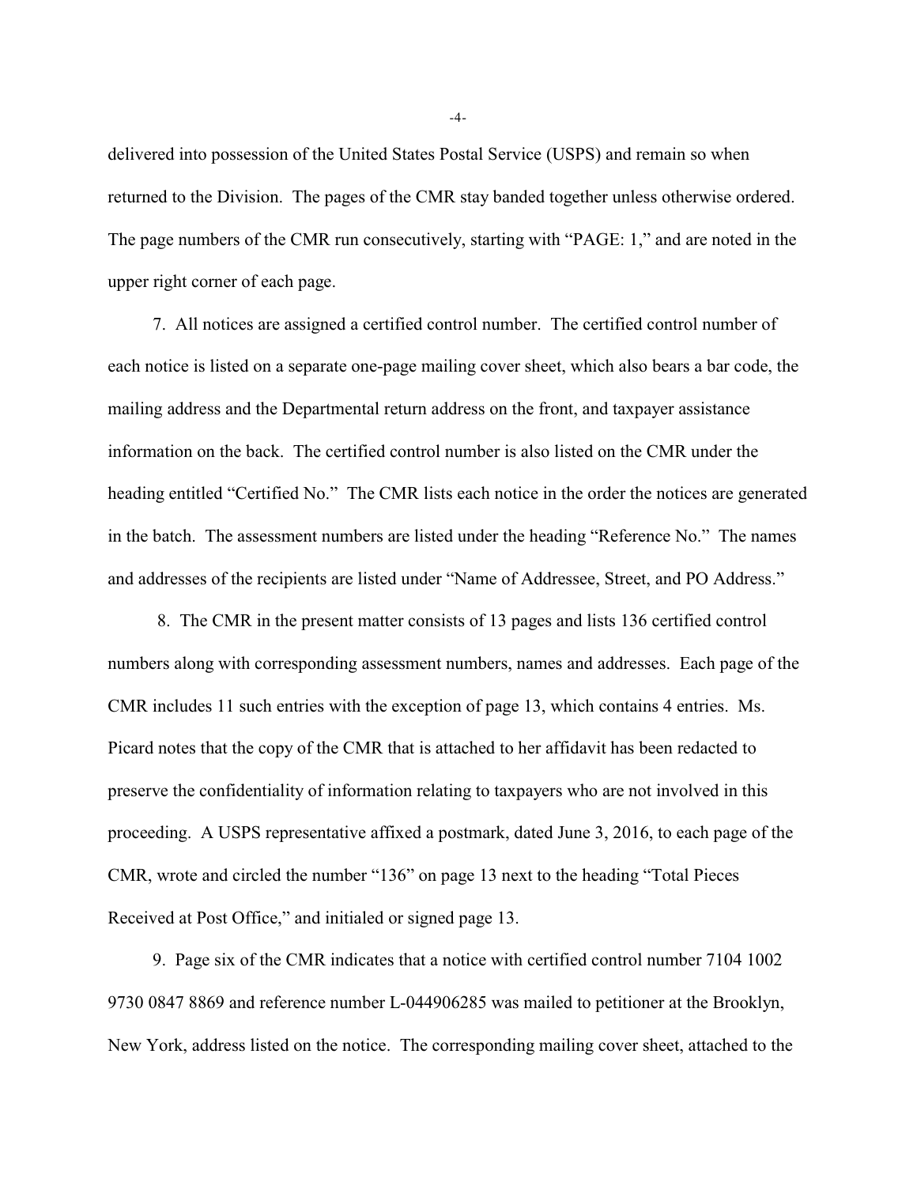delivered into possession of the United States Postal Service (USPS) and remain so when returned to the Division. The pages of the CMR stay banded together unless otherwise ordered. The page numbers of the CMR run consecutively, starting with "PAGE: 1," and are noted in the upper right corner of each page.

7. All notices are assigned a certified control number. The certified control number of each notice is listed on a separate one-page mailing cover sheet, which also bears a bar code, the mailing address and the Departmental return address on the front, and taxpayer assistance information on the back. The certified control number is also listed on the CMR under the heading entitled "Certified No." The CMR lists each notice in the order the notices are generated in the batch. The assessment numbers are listed under the heading "Reference No." The names and addresses of the recipients are listed under "Name of Addressee, Street, and PO Address."

8. The CMR in the present matter consists of 13 pages and lists 136 certified control numbers along with corresponding assessment numbers, names and addresses. Each page of the CMR includes 11 such entries with the exception of page 13, which contains 4 entries. Ms. Picard notes that the copy of the CMR that is attached to her affidavit has been redacted to preserve the confidentiality of information relating to taxpayers who are not involved in this proceeding. A USPS representative affixed a postmark, dated June 3, 2016, to each page of the CMR, wrote and circled the number "136" on page 13 next to the heading "Total Pieces Received at Post Office," and initialed or signed page 13.

9. Page six of the CMR indicates that a notice with certified control number 7104 1002 9730 0847 8869 and reference number L-044906285 was mailed to petitioner at the Brooklyn, New York, address listed on the notice. The corresponding mailing cover sheet, attached to the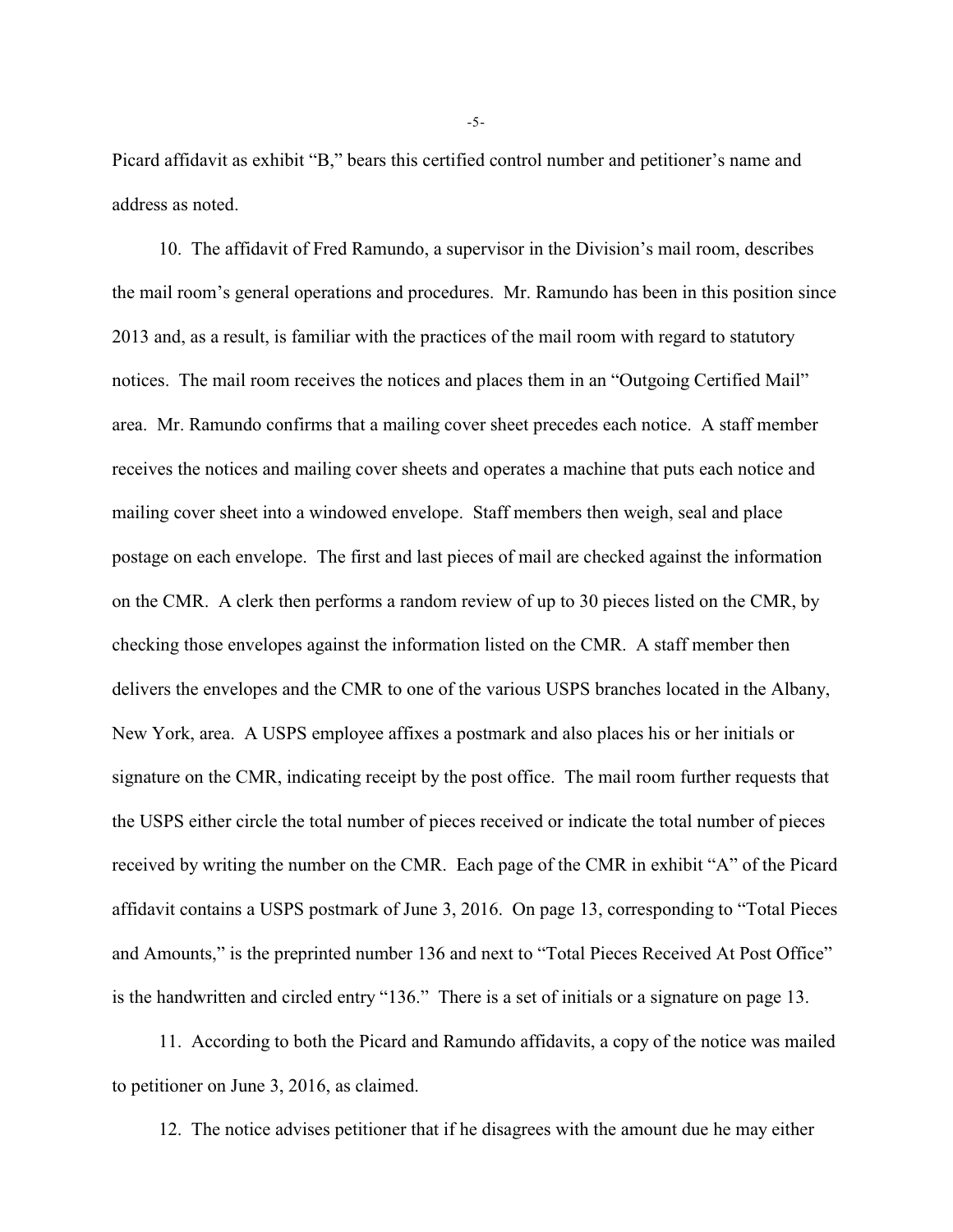Picard affidavit as exhibit "B," bears this certified control number and petitioner's name and address as noted.

10. The affidavit of Fred Ramundo, a supervisor in the Division's mail room, describes the mail room's general operations and procedures. Mr. Ramundo has been in this position since 2013 and, as a result, is familiar with the practices of the mail room with regard to statutory notices. The mail room receives the notices and places them in an "Outgoing Certified Mail" area. Mr. Ramundo confirms that a mailing cover sheet precedes each notice. A staff member receives the notices and mailing cover sheets and operates a machine that puts each notice and mailing cover sheet into a windowed envelope. Staff members then weigh, seal and place postage on each envelope. The first and last pieces of mail are checked against the information on the CMR. A clerk then performs a random review of up to 30 pieces listed on the CMR, by checking those envelopes against the information listed on the CMR. A staff member then delivers the envelopes and the CMR to one of the various USPS branches located in the Albany, New York, area. A USPS employee affixes a postmark and also places his or her initials or signature on the CMR, indicating receipt by the post office. The mail room further requests that the USPS either circle the total number of pieces received or indicate the total number of pieces received by writing the number on the CMR. Each page of the CMR in exhibit "A" of the Picard affidavit contains a USPS postmark of June 3, 2016. On page 13, corresponding to "Total Pieces and Amounts," is the preprinted number 136 and next to "Total Pieces Received At Post Office" is the handwritten and circled entry "136." There is a set of initials or a signature on page 13.

11. According to both the Picard and Ramundo affidavits, a copy of the notice was mailed to petitioner on June 3, 2016, as claimed.

12. The notice advises petitioner that if he disagrees with the amount due he may either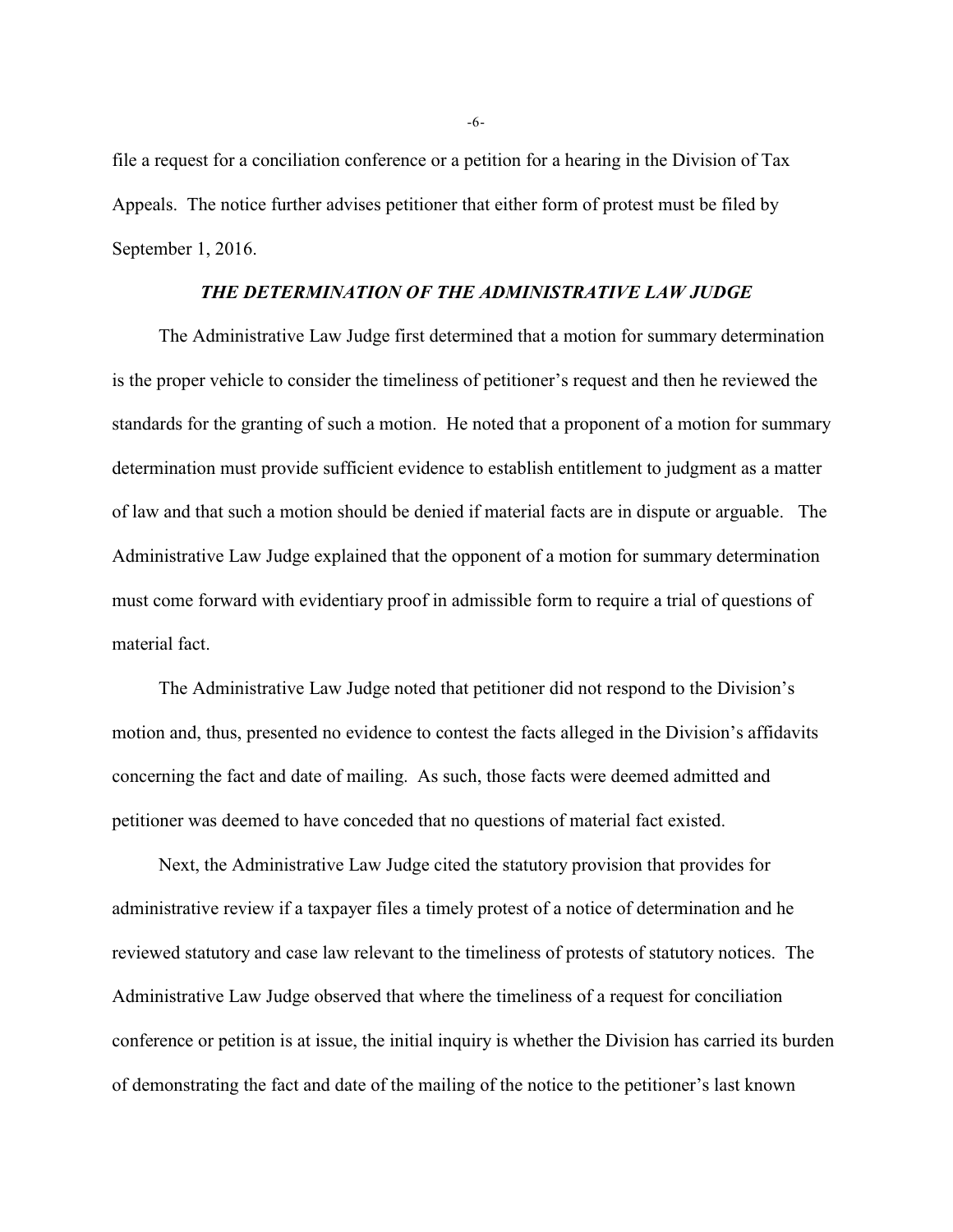file a request for a conciliation conference or a petition for a hearing in the Division of Tax Appeals. The notice further advises petitioner that either form of protest must be filed by September 1, 2016.

### ***THE DETERMINATION OF THE ADMINISTRATIVE LAW JUDGE***

The Administrative Law Judge first determined that a motion for summary determination is the proper vehicle to consider the timeliness of petitioner's request and then he reviewed the standards for the granting of such a motion. He noted that a proponent of a motion for summary determination must provide sufficient evidence to establish entitlement to judgment as a matter of law and that such a motion should be denied if material facts are in dispute or arguable. The Administrative Law Judge explained that the opponent of a motion for summary determination must come forward with evidentiary proof in admissible form to require a trial of questions of material fact.

The Administrative Law Judge noted that petitioner did not respond to the Division's motion and, thus, presented no evidence to contest the facts alleged in the Division's affidavits concerning the fact and date of mailing. As such, those facts were deemed admitted and petitioner was deemed to have conceded that no questions of material fact existed.

Next, the Administrative Law Judge cited the statutory provision that provides for administrative review if a taxpayer files a timely protest of a notice of determination and he reviewed statutory and case law relevant to the timeliness of protests of statutory notices. The Administrative Law Judge observed that where the timeliness of a request for conciliation conference or petition is at issue, the initial inquiry is whether the Division has carried its burden of demonstrating the fact and date of the mailing of the notice to the petitioner's last known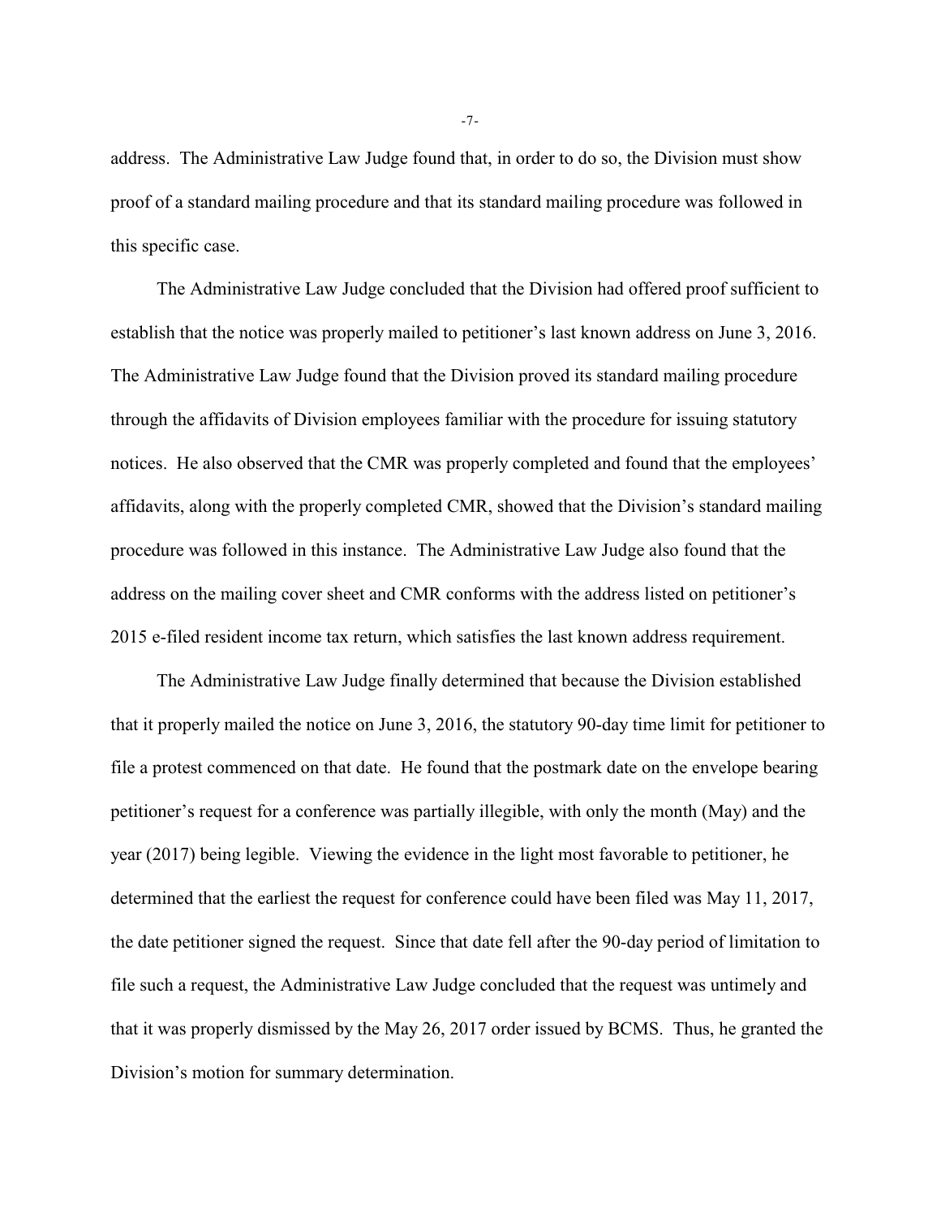address. The Administrative Law Judge found that, in order to do so, the Division must show proof of a standard mailing procedure and that its standard mailing procedure was followed in this specific case.

The Administrative Law Judge concluded that the Division had offered proof sufficient to establish that the notice was properly mailed to petitioner's last known address on June 3, 2016. The Administrative Law Judge found that the Division proved its standard mailing procedure through the affidavits of Division employees familiar with the procedure for issuing statutory notices. He also observed that the CMR was properly completed and found that the employees' affidavits, along with the properly completed CMR, showed that the Division's standard mailing procedure was followed in this instance. The Administrative Law Judge also found that the address on the mailing cover sheet and CMR conforms with the address listed on petitioner's 2015 e-filed resident income tax return, which satisfies the last known address requirement.

The Administrative Law Judge finally determined that because the Division established that it properly mailed the notice on June 3, 2016, the statutory 90-day time limit for petitioner to file a protest commenced on that date. He found that the postmark date on the envelope bearing petitioner's request for a conference was partially illegible, with only the month (May) and the year (2017) being legible. Viewing the evidence in the light most favorable to petitioner, he determined that the earliest the request for conference could have been filed was May 11, 2017, the date petitioner signed the request. Since that date fell after the 90-day period of limitation to file such a request, the Administrative Law Judge concluded that the request was untimely and that it was properly dismissed by the May 26, 2017 order issued by BCMS. Thus, he granted the Division's motion for summary determination.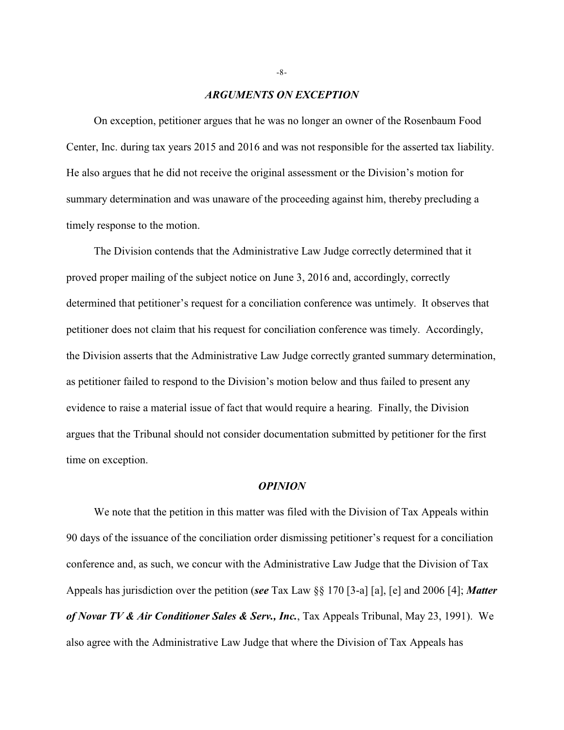### *ARGUMENTS ON EXCEPTION*

On exception, petitioner argues that he was no longer an owner of the Rosenbaum Food Center, Inc. during tax years 2015 and 2016 and was not responsible for the asserted tax liability. He also argues that he did not receive the original assessment or the Division's motion for summary determination and was unaware of the proceeding against him, thereby precluding a timely response to the motion.

The Division contends that the Administrative Law Judge correctly determined that it proved proper mailing of the subject notice on June 3, 2016 and, accordingly, correctly determined that petitioner's request for a conciliation conference was untimely. It observes that petitioner does not claim that his request for conciliation conference was timely. Accordingly, the Division asserts that the Administrative Law Judge correctly granted summary determination, as petitioner failed to respond to the Division's motion below and thus failed to present any evidence to raise a material issue of fact that would require a hearing. Finally, the Division argues that the Tribunal should not consider documentation submitted by petitioner for the first time on exception.

### *OPINION*

We note that the petition in this matter was filed with the Division of Tax Appeals within 90 days of the issuance of the conciliation order dismissing petitioner's request for a conciliation conference and, as such, we concur with the Administrative Law Judge that the Division of Tax Appeals has jurisdiction over the petition (***see*** Tax Law §§ 170 [3-a] [a], [e] and 2006 [4]; ***Matter of Novar TV & Air Conditioner Sales & Serv., Inc.***, Tax Appeals Tribunal, May 23, 1991). We also agree with the Administrative Law Judge that where the Division of Tax Appeals has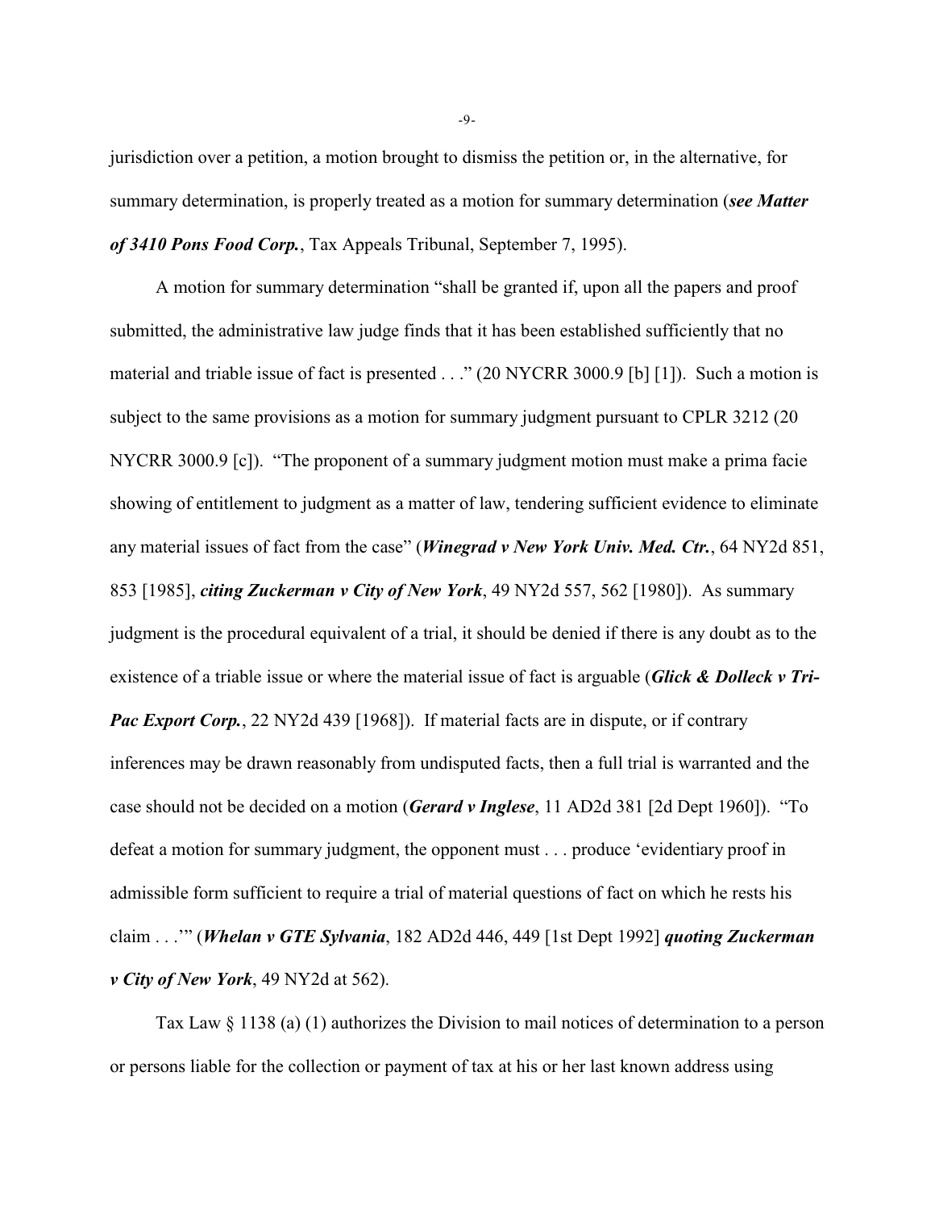jurisdiction over a petition, a motion brought to dismiss the petition or, in the alternative, for summary determination, is properly treated as a motion for summary determination (***see Matter of 3410 Pons Food Corp.***, Tax Appeals Tribunal, September 7, 1995).

A motion for summary determination "shall be granted if, upon all the papers and proof submitted, the administrative law judge finds that it has been established sufficiently that no material and triable issue of fact is presented . . ." (20 NYCRR 3000.9 [b] [1]). Such a motion is subject to the same provisions as a motion for summary judgment pursuant to CPLR 3212 (20 NYCRR 3000.9 [c]). "The proponent of a summary judgment motion must make a prima facie showing of entitlement to judgment as a matter of law, tendering sufficient evidence to eliminate any material issues of fact from the case" (***Winegrad v New York Univ. Med. Ctr.***, 64 NY2d 851, 853 [1985], ***citing Zuckerman v City of New York***, 49 NY2d 557, 562 [1980]). As summary judgment is the procedural equivalent of a trial, it should be denied if there is any doubt as to the existence of a triable issue or where the material issue of fact is arguable (***Glick & Dolleck v Tri-Pac Export Corp.***, 22 NY2d 439 [1968]). If material facts are in dispute, or if contrary inferences may be drawn reasonably from undisputed facts, then a full trial is warranted and the case should not be decided on a motion (***Gerard v Inglese***, 11 AD2d 381 [2d Dept 1960]). "To defeat a motion for summary judgment, the opponent must . . . produce 'evidentiary proof in admissible form sufficient to require a trial of material questions of fact on which he rests his claim . . .'" (***Whelan v GTE Sylvania***, 182 AD2d 446, 449 [1st Dept 1992] ***quoting Zuckerman v City of New York***, 49 NY2d at 562).

Tax Law § 1138 (a) (1) authorizes the Division to mail notices of determination to a person or persons liable for the collection or payment of tax at his or her last known address using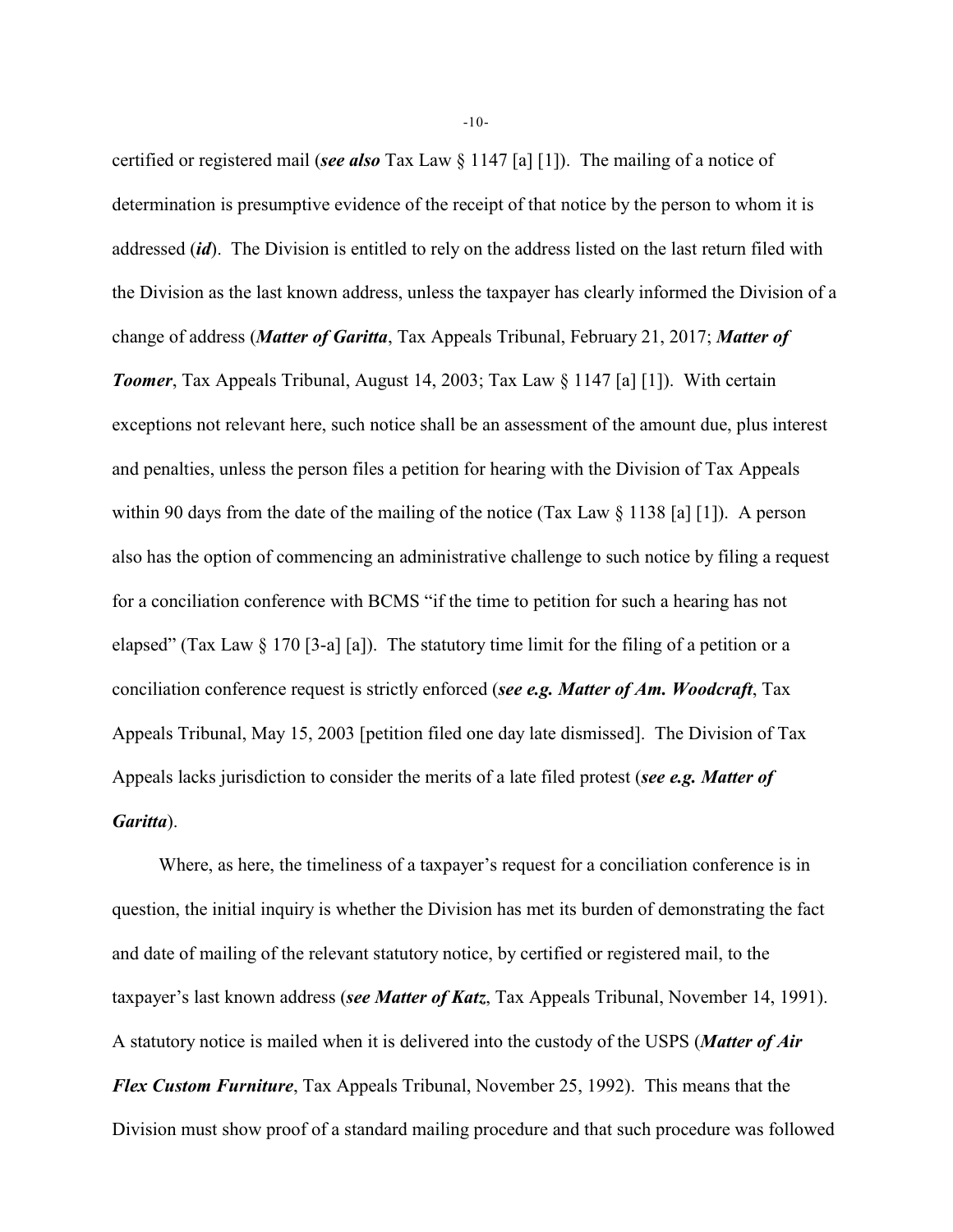certified or registered mail (***see also*** Tax Law § 1147 [a] [1]). The mailing of a notice of determination is presumptive evidence of the receipt of that notice by the person to whom it is addressed (***id***). The Division is entitled to rely on the address listed on the last return filed with the Division as the last known address, unless the taxpayer has clearly informed the Division of a change of address (***Matter of Garitta***, Tax Appeals Tribunal, February 21, 2017; ***Matter of Toomer***, Tax Appeals Tribunal, August 14, 2003; Tax Law § 1147 [a] [1]). With certain exceptions not relevant here, such notice shall be an assessment of the amount due, plus interest and penalties, unless the person files a petition for hearing with the Division of Tax Appeals within 90 days from the date of the mailing of the notice (Tax Law § 1138 [a] [1]). A person also has the option of commencing an administrative challenge to such notice by filing a request for a conciliation conference with BCMS "if the time to petition for such a hearing has not elapsed" (Tax Law § 170 [3-a] [a]). The statutory time limit for the filing of a petition or a conciliation conference request is strictly enforced (***see e.g. Matter of Am. Woodcraft***, Tax Appeals Tribunal, May 15, 2003 [petition filed one day late dismissed]. The Division of Tax Appeals lacks jurisdiction to consider the merits of a late filed protest (***see e.g. Matter of Garitta***).

Where, as here, the timeliness of a taxpayer's request for a conciliation conference is in question, the initial inquiry is whether the Division has met its burden of demonstrating the fact and date of mailing of the relevant statutory notice, by certified or registered mail, to the taxpayer's last known address (***see Matter of Katz***, Tax Appeals Tribunal, November 14, 1991). A statutory notice is mailed when it is delivered into the custody of the USPS (***Matter of Air Flex Custom Furniture***, Tax Appeals Tribunal, November 25, 1992). This means that the Division must show proof of a standard mailing procedure and that such procedure was followed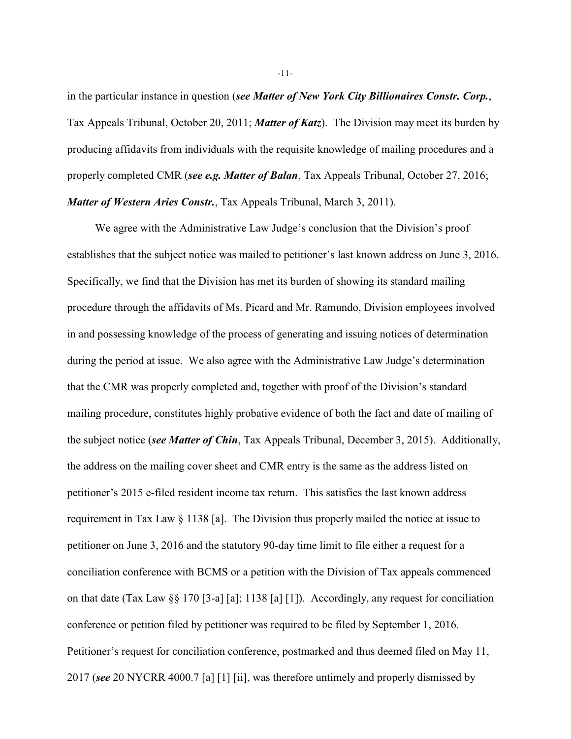in the particular instance in question (***see Matter of New York City Billionaires Constr. Corp.***, Tax Appeals Tribunal, October 20, 2011; ***Matter of Katz***). The Division may meet its burden by producing affidavits from individuals with the requisite knowledge of mailing procedures and a properly completed CMR (***see e.g. Matter of Balan***, Tax Appeals Tribunal, October 27, 2016; ***Matter of Western Aries Constr.***, Tax Appeals Tribunal, March 3, 2011).

We agree with the Administrative Law Judge's conclusion that the Division's proof establishes that the subject notice was mailed to petitioner's last known address on June 3, 2016. Specifically, we find that the Division has met its burden of showing its standard mailing procedure through the affidavits of Ms. Picard and Mr. Ramundo, Division employees involved in and possessing knowledge of the process of generating and issuing notices of determination during the period at issue. We also agree with the Administrative Law Judge's determination that the CMR was properly completed and, together with proof of the Division's standard mailing procedure, constitutes highly probative evidence of both the fact and date of mailing of the subject notice (***see Matter of Chin***, Tax Appeals Tribunal, December 3, 2015). Additionally, the address on the mailing cover sheet and CMR entry is the same as the address listed on petitioner's 2015 e-filed resident income tax return. This satisfies the last known address requirement in Tax Law § 1138 [a]. The Division thus properly mailed the notice at issue to petitioner on June 3, 2016 and the statutory 90-day time limit to file either a request for a conciliation conference with BCMS or a petition with the Division of Tax appeals commenced on that date (Tax Law §§ 170 [3-a] [a]; 1138 [a] [1]). Accordingly, any request for conciliation conference or petition filed by petitioner was required to be filed by September 1, 2016. Petitioner's request for conciliation conference, postmarked and thus deemed filed on May 11, 2017 (***see*** 20 NYCRR 4000.7 [a] [1] [ii], was therefore untimely and properly dismissed by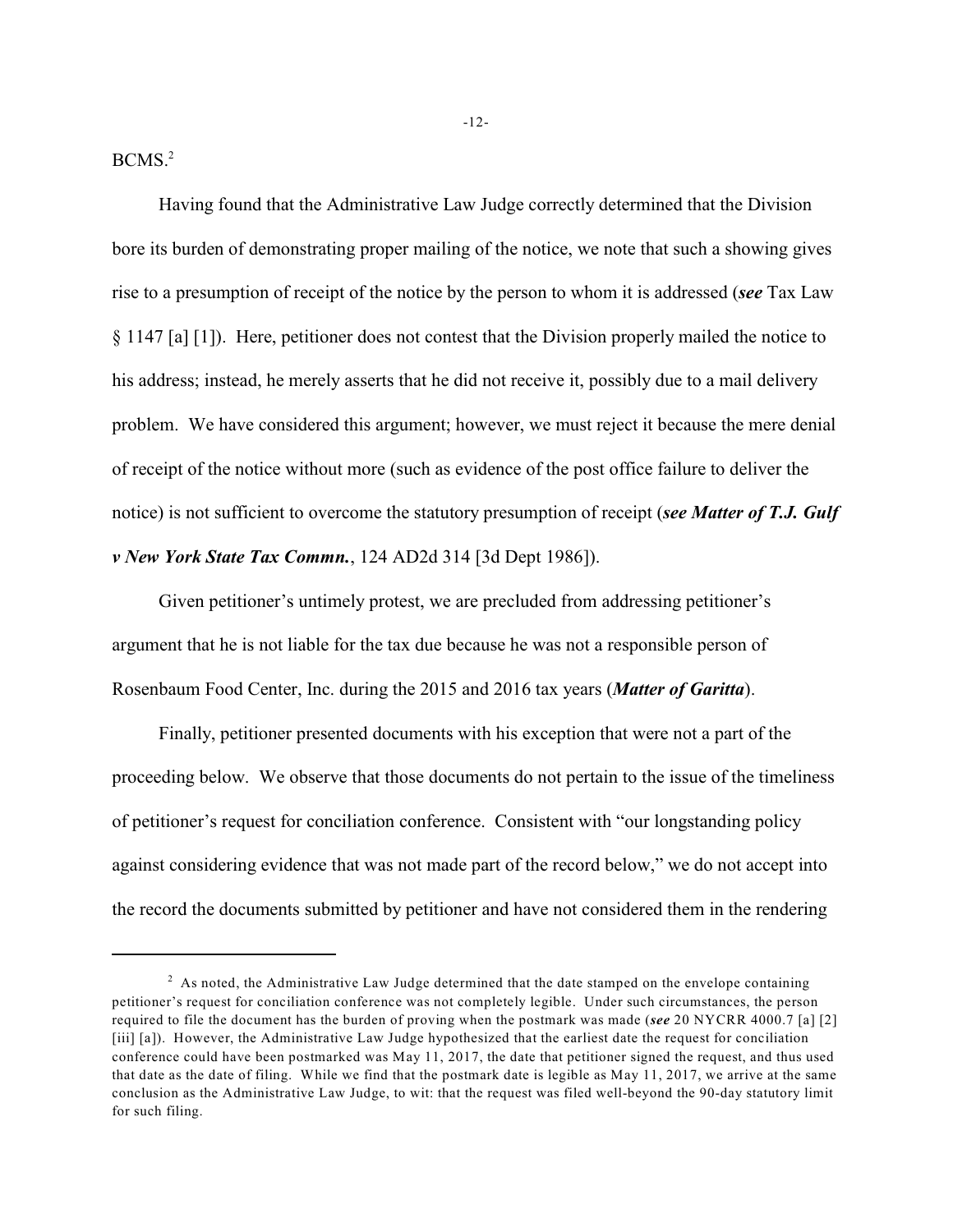BCMS.[2]

Having found that the Administrative Law Judge correctly determined that the Division bore its burden of demonstrating proper mailing of the notice, we note that such a showing gives rise to a presumption of receipt of the notice by the person to whom it is addressed (***see*** Tax Law § 1147 [a] [1]). Here, petitioner does not contest that the Division properly mailed the notice to his address; instead, he merely asserts that he did not receive it, possibly due to a mail delivery problem. We have considered this argument; however, we must reject it because the mere denial of receipt of the notice without more (such as evidence of the post office failure to deliver the notice) is not sufficient to overcome the statutory presumption of receipt (***see Matter of T.J. Gulf v New York State Tax Commn.***, 124 AD2d 314 [3d Dept 1986]).

Given petitioner's untimely protest, we are precluded from addressing petitioner's argument that he is not liable for the tax due because he was not a responsible person of Rosenbaum Food Center, Inc. during the 2015 and 2016 tax years (***Matter of Garitta***).

Finally, petitioner presented documents with his exception that were not a part of the proceeding below. We observe that those documents do not pertain to the issue of the timeliness of petitioner's request for conciliation conference. Consistent with "our longstanding policy against considering evidence that was not made part of the record below," we do not accept into the record the documents submitted by petitioner and have not considered them in the rendering

---

[2] As noted, the Administrative Law Judge determined that the date stamped on the envelope containing petitioner's request for conciliation conference was not completely legible. Under such circumstances, the person required to file the document has the burden of proving when the postmark was made (***see*** 20 NYCRR 4000.7 [a] [2] [iii] [a]). However, the Administrative Law Judge hypothesized that the earliest date the request for conciliation conference could have been postmarked was May 11, 2017, the date that petitioner signed the request, and thus used that date as the date of filing. While we find that the postmark date is legible as May 11, 2017, we arrive at the same conclusion as the Administrative Law Judge, to wit: that the request was filed well-beyond the 90-day statutory limit for such filing.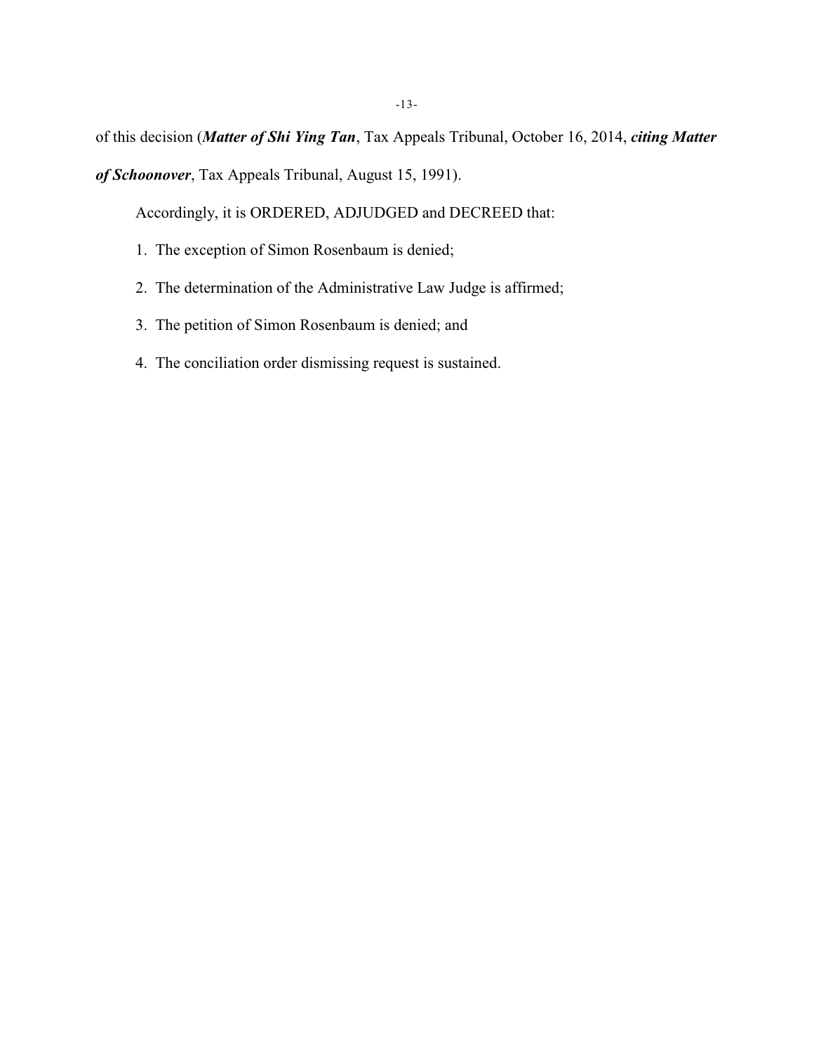of this decision (***Matter of Shi Ying Tan***, Tax Appeals Tribunal, October 16, 2014, ***citing Matter of Schoonover***, Tax Appeals Tribunal, August 15, 1991).

Accordingly, it is ORDERED, ADJUDGED and DECREED that:

1. The exception of Simon Rosenbaum is denied;
2. The determination of the Administrative Law Judge is affirmed;
3. The petition of Simon Rosenbaum is denied; and
4. The conciliation order dismissing request is sustained.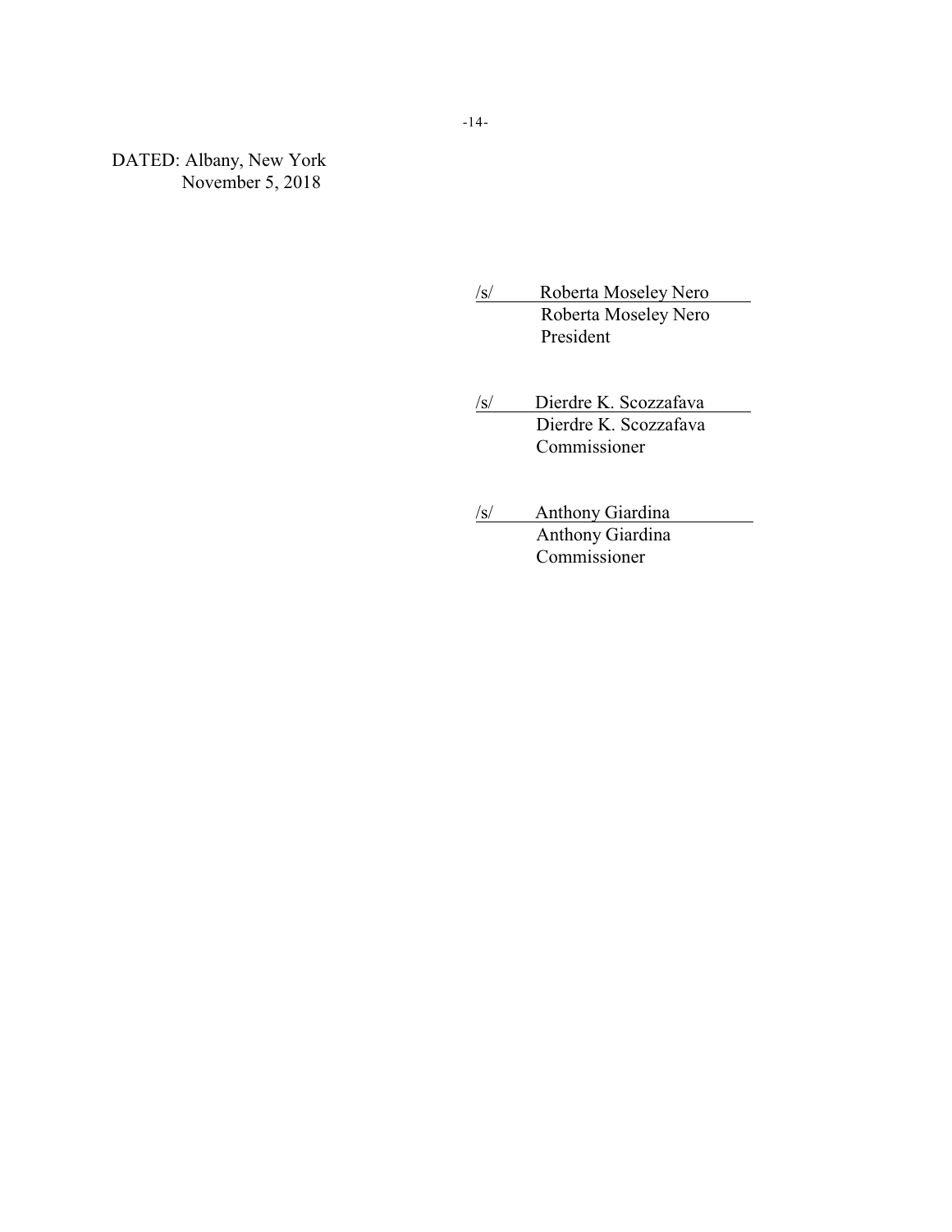DATED: Albany, New York
November 5, 2018

/s/ Roberta Moseley Nero
Roberta Moseley Nero
President

/s/ Dierdre K. Scozzafava
Dierdre K. Scozzafava
Commissioner

/s/ Anthony Giardina
Anthony Giardina
Commissioner